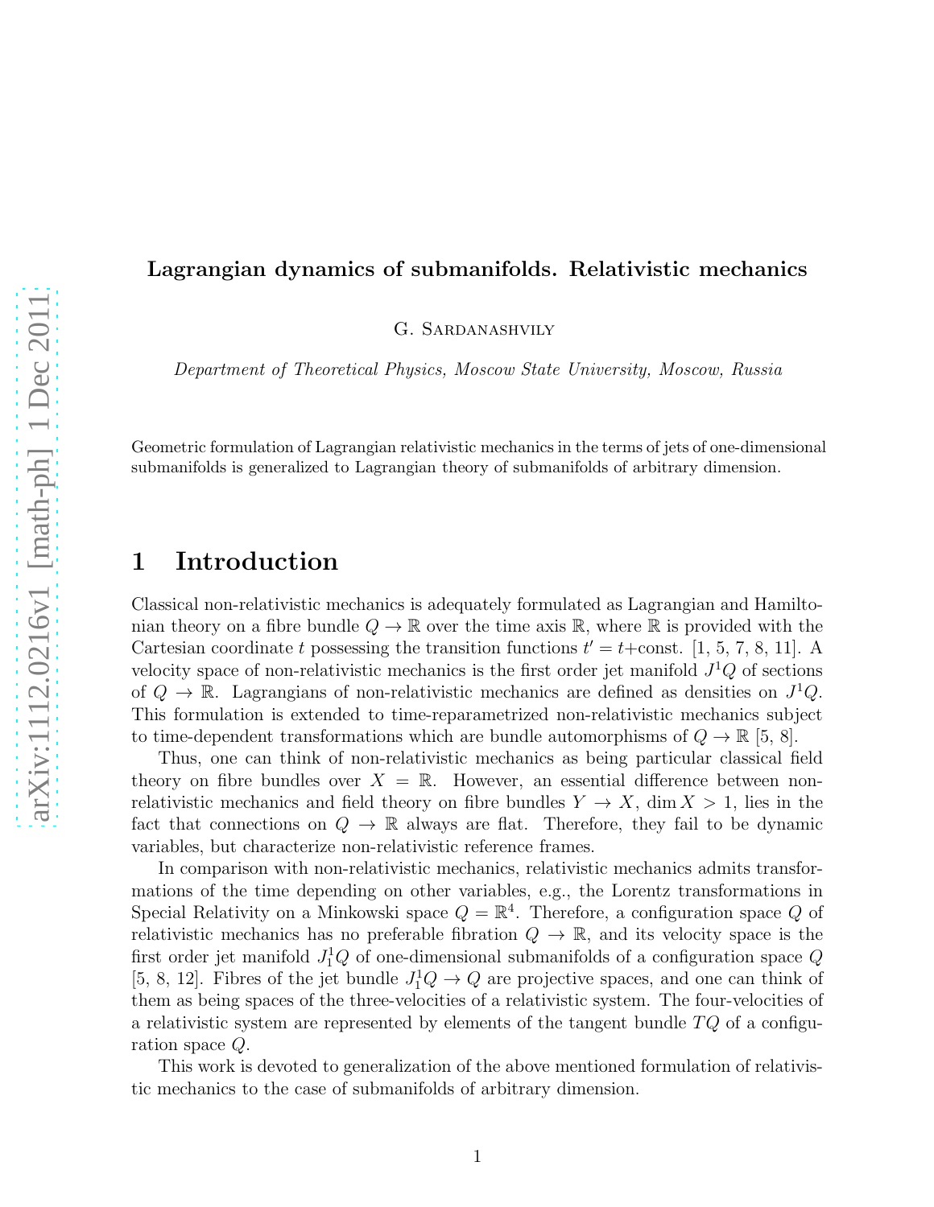# Lagrangian dynamics of submanifolds. Relativistic mechanics

G. Sardanashvily

*Department of Theoretical Physics, Moscow State University, Moscow, Russia*

Geometric formulation of Lagrangian relativistic mechanics in the terms of jets of one-dimensional submanifolds is generalized to Lagrangian theory of submanifolds of arbitrary dimension.

## 1 Introduction

Classical non-relativistic mechanics is adequately formulated as Lagrangian and Hamiltonian theory on a fibre bundle $Q \to \mathbb{R}$ over the time axis $\mathbb{R}$, where $\mathbb{R}$ is provided with the Cartesian coordinate $t$ possessing the transition functions $t' = t+$const. [1, 5, 7, 8, 11]. A velocity space of non-relativistic mechanics is the first order jet manifold $J^1Q$ of sections of $Q \to \mathbb{R}$. Lagrangians of non-relativistic mechanics are defined as densities on $J^1Q$. This formulation is extended to time-reparametrized non-relativistic mechanics subject to time-dependent transformations which are bundle automorphisms of $Q \to \mathbb{R}$ [5, 8].

Thus, one can think of non-relativistic mechanics as being particular classical field theory on fibre bundles over $X = \mathbb{R}$. However, an essential difference between non-relativistic mechanics and field theory on fibre bundles $Y \to X$, $\dim X > 1$, lies in the fact that connections on $Q \to \mathbb{R}$ always are flat. Therefore, they fail to be dynamic variables, but characterize non-relativistic reference frames.

In comparison with non-relativistic mechanics, relativistic mechanics admits transformations of the time depending on other variables, e.g., the Lorentz transformations in Special Relativity on a Minkowski space $Q = \mathbb{R}^4$. Therefore, a configuration space $Q$ of relativistic mechanics has no preferable fibration $Q \to \mathbb{R}$, and its velocity space is the first order jet manifold $J^1_1Q$ of one-dimensional submanifolds of a configuration space $Q$ [5, 8, 12]. Fibres of the jet bundle $J^1_1Q \to Q$ are projective spaces, and one can think of them as being spaces of the three-velocities of a relativistic system. The four-velocities of a relativistic system are represented by elements of the tangent bundle $TQ$ of a configuration space $Q$.

This work is devoted to generalization of the above mentioned formulation of relativistic mechanics to the case of submanifolds of arbitrary dimension.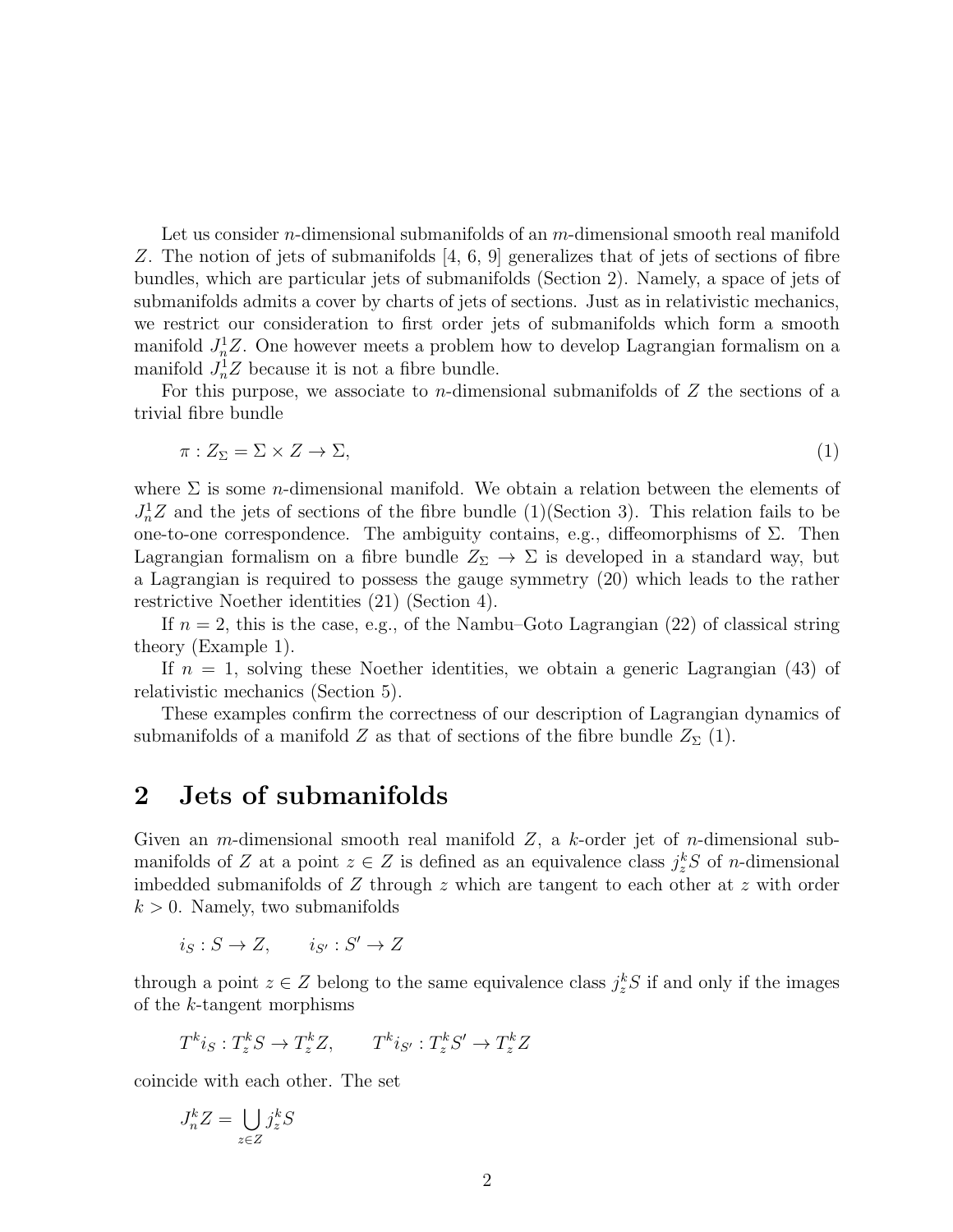Let us consider $n$-dimensional submanifolds of an $m$-dimensional smooth real manifold $Z$. The notion of jets of submanifolds [4, 6, 9] generalizes that of jets of sections of fibre bundles, which are particular jets of submanifolds (Section 2). Namely, a space of jets of submanifolds admits a cover by charts of jets of sections. Just as in relativistic mechanics, we restrict our consideration to first order jets of submanifolds which form a smooth manifold $J^1_n Z$. One however meets a problem how to develop Lagrangian formalism on a manifold $J^1_n Z$ because it is not a fibre bundle.

For this purpose, we associate to $n$-dimensional submanifolds of $Z$ the sections of a trivial fibre bundle

$$\pi : Z_\Sigma = \Sigma \times Z \to \Sigma, \tag{1}$$

where $\Sigma$ is some $n$-dimensional manifold. We obtain a relation between the elements of $J^1_n Z$ and the jets of sections of the fibre bundle (1)(Section 3). This relation fails to be one-to-one correspondence. The ambiguity contains, e.g., diffeomorphisms of $\Sigma$. Then Lagrangian formalism on a fibre bundle $Z_\Sigma \to \Sigma$ is developed in a standard way, but a Lagrangian is required to possess the gauge symmetry (20) which leads to the rather restrictive Noether identities (21) (Section 4).

If $n = 2$, this is the case, e.g., of the Nambu–Goto Lagrangian (22) of classical string theory (Example 1).

If $n = 1$, solving these Noether identities, we obtain a generic Lagrangian (43) of relativistic mechanics (Section 5).

These examples confirm the correctness of our description of Lagrangian dynamics of submanifolds of a manifold $Z$ as that of sections of the fibre bundle $Z_\Sigma$ (1).

## 2 Jets of submanifolds

Given an $m$-dimensional smooth real manifold $Z$, a $k$-order jet of $n$-dimensional submanifolds of $Z$ at a point $z \in Z$ is defined as an equivalence class $j^k_z S$ of $n$-dimensional imbedded submanifolds of $Z$ through $z$ which are tangent to each other at $z$ with order $k > 0$. Namely, two submanifolds

$$i_S : S \to Z, \qquad i_{S'} : S' \to Z$$

through a point $z \in Z$ belong to the same equivalence class $j^k_z S$ if and only if the images of the $k$-tangent morphisms

$$T^k i_S : T^k_z S \to T^k_z Z, \qquad T^k i_{S'} : T^k_z S' \to T^k_z Z$$

coincide with each other. The set

$$J^k_n Z = \bigcup_{z \in Z} j^k_z S$$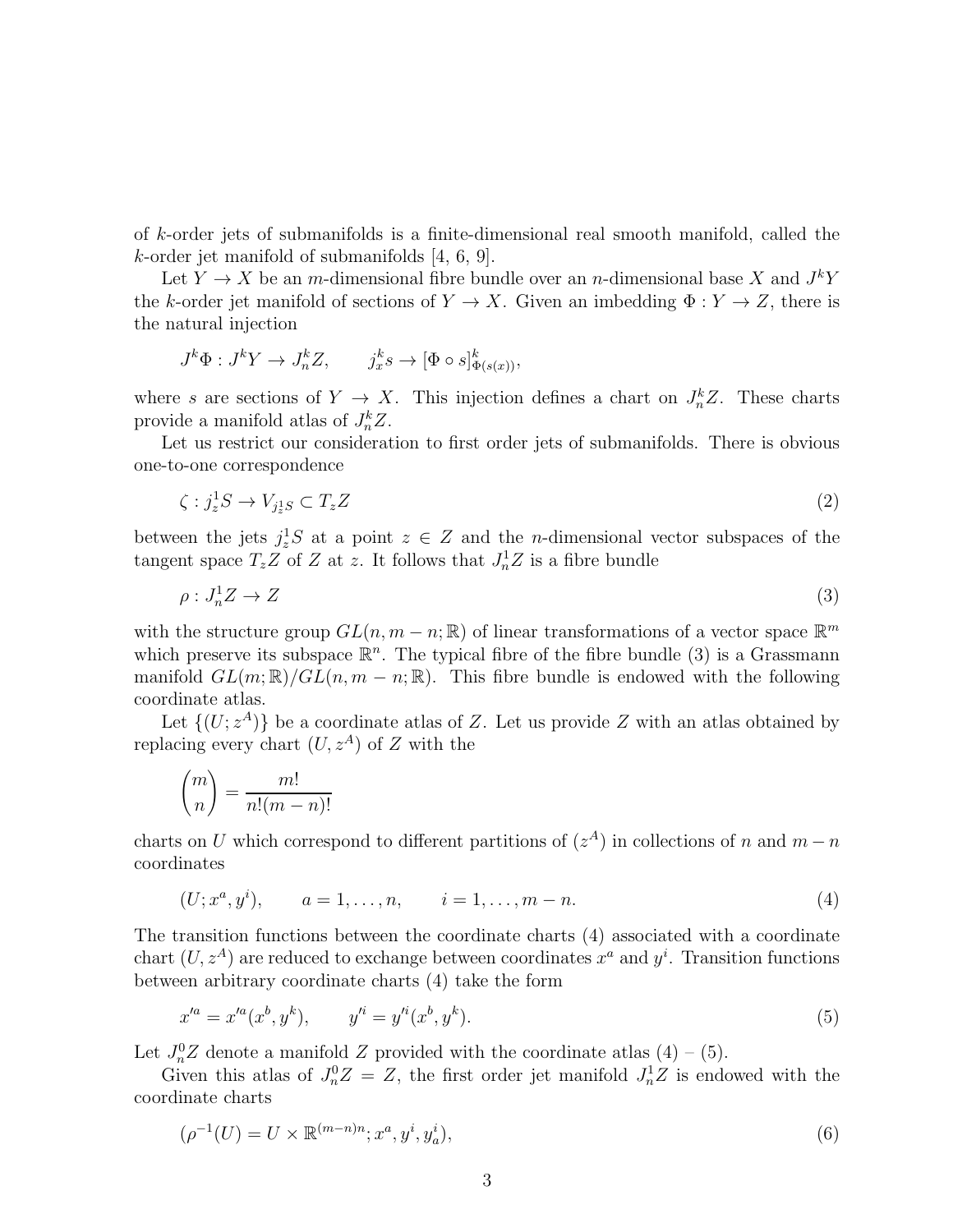of $k$-order jets of submanifolds is a finite-dimensional real smooth manifold, called the $k$-order jet manifold of submanifolds [4, 6, 9].

Let $Y \to X$ be an $m$-dimensional fibre bundle over an $n$-dimensional base $X$ and $J^kY$ the $k$-order jet manifold of sections of $Y \to X$. Given an imbedding $\Phi : Y \to Z$, there is the natural injection

$$J^k\Phi : J^kY \to J^k_nZ, \qquad j^k_xs \to [\Phi \circ s]^k_{\Phi(s(x))},$$

where $s$ are sections of $Y \to X$. This injection defines a chart on $J^k_nZ$. These charts provide a manifold atlas of $J^k_nZ$.

Let us restrict our consideration to first order jets of submanifolds. There is obvious one-to-one correspondence

$$\zeta : j^1_zS \to V_{j^1_zS} \subset T_zZ \tag{2}$$

between the jets $j^1_zS$ at a point $z \in Z$ and the $n$-dimensional vector subspaces of the tangent space $T_zZ$ of $Z$ at $z$. It follows that $J^1_nZ$ is a fibre bundle

$$\rho : J^1_nZ \to Z \tag{3}$$

with the structure group $GL(n, m-n; \mathbb{R})$ of linear transformations of a vector space $\mathbb{R}^m$ which preserve its subspace $\mathbb{R}^n$. The typical fibre of the fibre bundle (3) is a Grassmann manifold $GL(m; \mathbb{R})/GL(n, m-n; \mathbb{R})$. This fibre bundle is endowed with the following coordinate atlas.

Let $\{(U; z^A)\}$ be a coordinate atlas of $Z$. Let us provide $Z$ with an atlas obtained by replacing every chart $(U, z^A)$ of $Z$ with the

$$\binom{m}{n} = \frac{m!}{n!(m-n)!}$$

charts on $U$ which correspond to different partitions of $(z^A)$ in collections of $n$ and $m-n$ coordinates

$$(U; x^a, y^i), \qquad a = 1, \ldots, n, \qquad i = 1, \ldots, m-n. \tag{4}$$

The transition functions between the coordinate charts (4) associated with a coordinate chart $(U, z^A)$ are reduced to exchange between coordinates $x^a$ and $y^i$. Transition functions between arbitrary coordinate charts (4) take the form

$$x'^a = x'^a(x^b, y^k), \qquad y'^i = y'^i(x^b, y^k). \tag{5}$$

Let $J^0_nZ$ denote a manifold $Z$ provided with the coordinate atlas (4) – (5).

Given this atlas of $J^0_nZ = Z$, the first order jet manifold $J^1_nZ$ is endowed with the coordinate charts

$$(\rho^{-1}(U) = U \times \mathbb{R}^{(m-n)n}; x^a, y^i, y^i_a), \tag{6}$$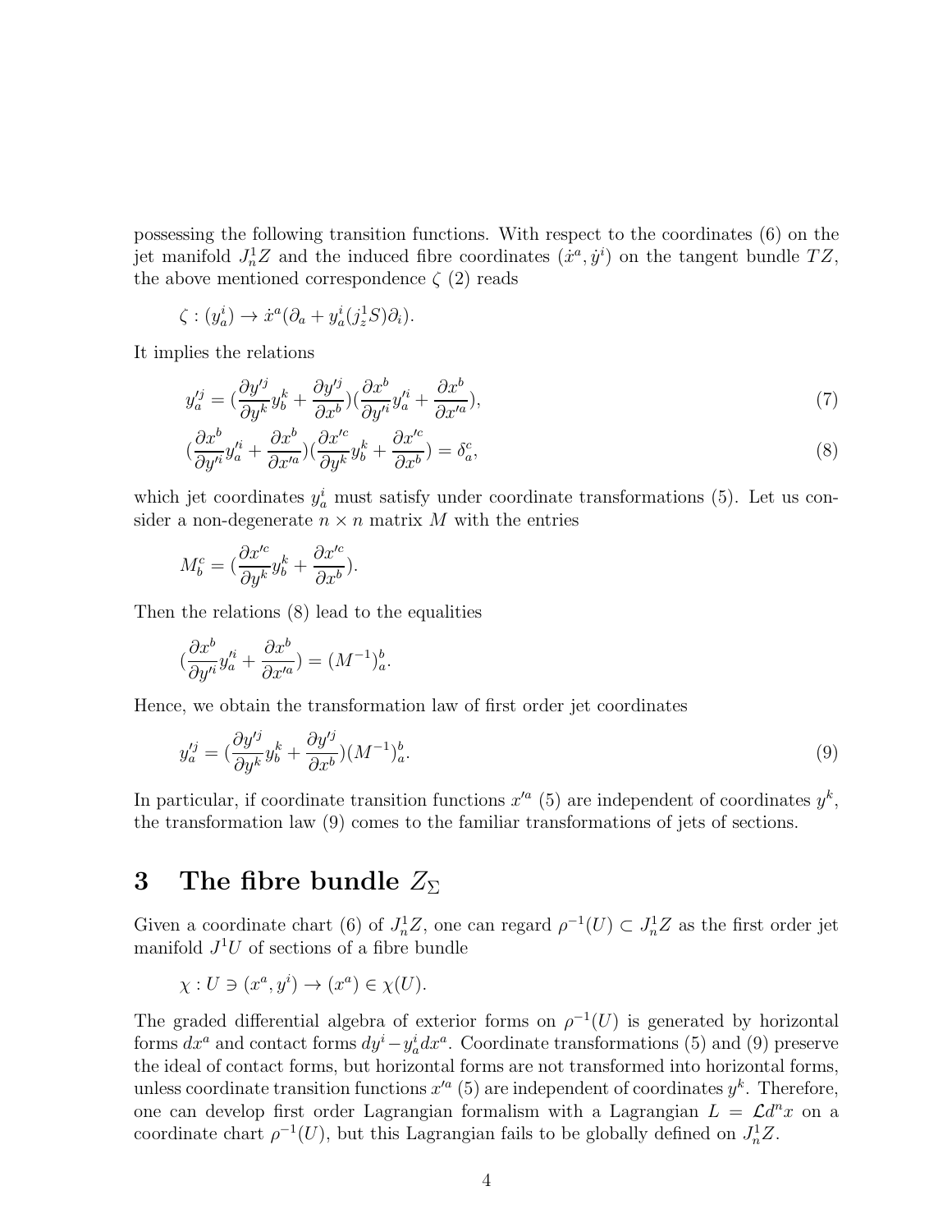possessing the following transition functions. With respect to the coordinates (6) on the jet manifold $J^1_n Z$ and the induced fibre coordinates $(\dot{x}^a, \dot{y}^i)$ on the tangent bundle $TZ$, the above mentioned correspondence $\zeta$ (2) reads

$$\zeta : (y^i_a) \to \dot{x}^a(\partial_a + y^i_a(j^1_z S)\partial_i).$$

It implies the relations

$$y'^j_a = (\frac{\partial y'^j}{\partial y^k} y^k_b + \frac{\partial y'^j}{\partial x^b})(\frac{\partial x^b}{\partial y'^i} y'^i_a + \frac{\partial x^b}{\partial x'^a}), \tag{7}$$

$$(\frac{\partial x^b}{\partial y'^i} y'^i_a + \frac{\partial x^b}{\partial x'^a})(\frac{\partial x'^c}{\partial y^k} y^k_b + \frac{\partial x'^c}{\partial x^b}) = \delta^c_a, \tag{8}$$

which jet coordinates $y^i_a$ must satisfy under coordinate transformations (5). Let us consider a non-degenerate $n \times n$ matrix $M$ with the entries

$$M^c_b = (\frac{\partial x'^c}{\partial y^k} y^k_b + \frac{\partial x'^c}{\partial x^b}).$$

Then the relations (8) lead to the equalities

$$(\frac{\partial x^b}{\partial y'^i} y'^i_a + \frac{\partial x^b}{\partial x'^a}) = (M^{-1})^b_a.$$

Hence, we obtain the transformation law of first order jet coordinates

$$y'^j_a = (\frac{\partial y'^j}{\partial y^k} y^k_b + \frac{\partial y'^j}{\partial x^b})(M^{-1})^b_a. \tag{9}$$

In particular, if coordinate transition functions $x'^a$ (5) are independent of coordinates $y^k$, the transformation law (9) comes to the familiar transformations of jets of sections.

# 3 The fibre bundle $Z_\Sigma$

Given a coordinate chart (6) of $J^1_n Z$, one can regard $\rho^{-1}(U) \subset J^1_n Z$ as the first order jet manifold $J^1 U$ of sections of a fibre bundle

$$\chi : U \ni (x^a, y^i) \to (x^a) \in \chi(U).$$

The graded differential algebra of exterior forms on $\rho^{-1}(U)$ is generated by horizontal forms $dx^a$ and contact forms $dy^i - y^i_a dx^a$. Coordinate transformations (5) and (9) preserve the ideal of contact forms, but horizontal forms are not transformed into horizontal forms, unless coordinate transition functions $x'^a$ (5) are independent of coordinates $y^k$. Therefore, one can develop first order Lagrangian formalism with a Lagrangian $L = \mathcal{L} d^n x$ on a coordinate chart $\rho^{-1}(U)$, but this Lagrangian fails to be globally defined on $J^1_n Z$.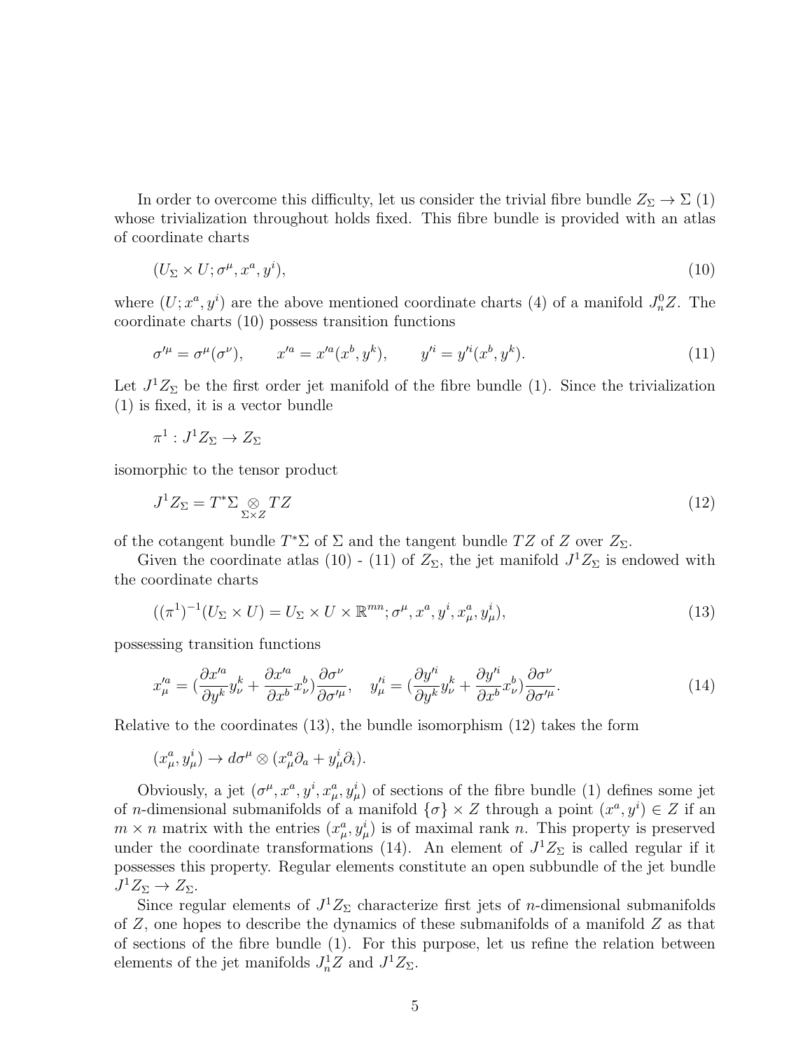In order to overcome this difficulty, let us consider the trivial fibre bundle $Z_\Sigma \to \Sigma$ (1) whose trivialization throughout holds fixed. This fibre bundle is provided with an atlas of coordinate charts

$$(U_\Sigma \times U; \sigma^\mu, x^a, y^i), \tag{10}$$

where $(U; x^a, y^i)$ are the above mentioned coordinate charts (4) of a manifold $J^0_n Z$. The coordinate charts (10) possess transition functions

$$\sigma'^\mu = \sigma^\mu(\sigma^\nu), \qquad x'^a = x'^a(x^b, y^k), \qquad y'^i = y'^i(x^b, y^k). \tag{11}$$

Let $J^1 Z_\Sigma$ be the first order jet manifold of the fibre bundle (1). Since the trivialization (1) is fixed, it is a vector bundle

$$\pi^1 : J^1 Z_\Sigma \to Z_\Sigma$$

isomorphic to the tensor product

$$J^1 Z_\Sigma = T^*\Sigma \underset{\Sigma \times Z}{\otimes} TZ \tag{12}$$

of the cotangent bundle $T^*\Sigma$ of $\Sigma$ and the tangent bundle $TZ$ of $Z$ over $Z_\Sigma$.

Given the coordinate atlas (10) - (11) of $Z_\Sigma$, the jet manifold $J^1 Z_\Sigma$ is endowed with the coordinate charts

$$((\pi^1)^{-1}(U_\Sigma \times U) = U_\Sigma \times U \times \mathbb{R}^{mn}; \sigma^\mu, x^a, y^i, x^a_\mu, y^i_\mu), \tag{13}$$

possessing transition functions

$$x'^a_\mu = (\frac{\partial x'^a}{\partial y^k} y^k_\nu + \frac{\partial x'^a}{\partial x^b} x^b_\nu) \frac{\partial \sigma^\nu}{\partial \sigma'^\mu}, \quad y'^i_\mu = (\frac{\partial y'^i}{\partial y^k} y^k_\nu + \frac{\partial y'^i}{\partial x^b} x^b_\nu) \frac{\partial \sigma^\nu}{\partial \sigma'^\mu}. \tag{14}$$

Relative to the coordinates (13), the bundle isomorphism (12) takes the form

$$(x^a_\mu, y^i_\mu) \to d\sigma^\mu \otimes (x^a_\mu \partial_a + y^i_\mu \partial_i).$$

Obviously, a jet $(\sigma^\mu, x^a, y^i, x^a_\mu, y^i_\mu)$ of sections of the fibre bundle (1) defines some jet of $n$-dimensional submanifolds of a manifold $\{\sigma\} \times Z$ through a point $(x^a, y^i) \in Z$ if an $m \times n$ matrix with the entries $(x^a_\mu, y^i_\mu)$ is of maximal rank $n$. This property is preserved under the coordinate transformations (14). An element of $J^1 Z_\Sigma$ is called regular if it possesses this property. Regular elements constitute an open subbundle of the jet bundle $J^1 Z_\Sigma \to Z_\Sigma$.

Since regular elements of $J^1 Z_\Sigma$ characterize first jets of $n$-dimensional submanifolds of $Z$, one hopes to describe the dynamics of these submanifolds of a manifold $Z$ as that of sections of the fibre bundle (1). For this purpose, let us refine the relation between elements of the jet manifolds $J^1_n Z$ and $J^1 Z_\Sigma$.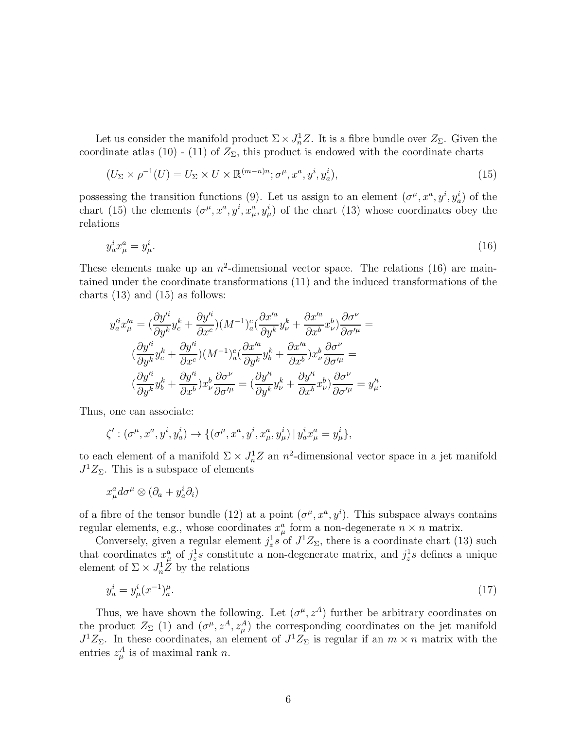Let us consider the manifold product $\Sigma \times J^1_n Z$. It is a fibre bundle over $Z_\Sigma$. Given the coordinate atlas (10) - (11) of $Z_\Sigma$, this product is endowed with the coordinate charts

$$(U_\Sigma \times \rho^{-1}(U) = U_\Sigma \times U \times \mathbb{R}^{(m-n)n}; \sigma^\mu, x^a, y^i, y^i_a), \tag{15}$$

possessing the transition functions (9). Let us assign to an element $(\sigma^\mu, x^a, y^i, y^i_a)$ of the chart (15) the elements $(\sigma^\mu, x^a, y^i, x^a_\mu, y^i_\mu)$ of the chart (13) whose coordinates obey the relations

$$y^i_a x^a_\mu = y^i_\mu. \tag{16}$$

These elements make up an $n^2$-dimensional vector space. The relations (16) are maintained under the coordinate transformations (11) and the induced transformations of the charts (13) and (15) as follows:

$$\begin{aligned}
y'^i_a x'^a_\mu = (\frac{\partial y'^i}{\partial y^k} y^k_c + \frac{\partial y'^i}{\partial x^c})(M^{-1})^c_a (\frac{\partial x'^a}{\partial y^k} y^k_\nu + \frac{\partial x'^a}{\partial x^b} x^b_\nu)\frac{\partial \sigma^\nu}{\partial \sigma'^\mu} = \\
(\frac{\partial y'^i}{\partial y^k} y^k_c + \frac{\partial y'^i}{\partial x^c})(M^{-1})^c_a (\frac{\partial x'^a}{\partial y^k} y^k_b + \frac{\partial x'^a}{\partial x^b}) x^b_\nu \frac{\partial \sigma^\nu}{\partial \sigma'^\mu} = \\
(\frac{\partial y'^i}{\partial y^k} y^k_b + \frac{\partial y'^i}{\partial x^b}) x^b_\nu \frac{\partial \sigma^\nu}{\partial \sigma'^\mu} = (\frac{\partial y'^i}{\partial y^k} y^k_\nu + \frac{\partial y'^i}{\partial x^b} x^b_\nu)\frac{\partial \sigma^\nu}{\partial \sigma'^\mu} = y'^i_\mu.
\end{aligned}$$

Thus, one can associate:

$$\zeta' : (\sigma^\mu, x^a, y^i, y^i_a) \to \{(\sigma^\mu, x^a, y^i, x^a_\mu, y^i_\mu) \,|\, y^i_a x^a_\mu = y^i_\mu\},$$

to each element of a manifold $\Sigma \times J^1_n Z$ an $n^2$-dimensional vector space in a jet manifold $J^1 Z_\Sigma$. This is a subspace of elements

$$x^a_\mu d\sigma^\mu \otimes (\partial_a + y^i_a \partial_i)$$

of a fibre of the tensor bundle (12) at a point $(\sigma^\mu, x^a, y^i)$. This subspace always contains regular elements, e.g., whose coordinates $x^a_\mu$ form a non-degenerate $n \times n$ matrix.

Conversely, given a regular element $j^1_z s$ of $J^1 Z_\Sigma$, there is a coordinate chart (13) such that coordinates $x^a_\mu$ of $j^1_z s$ constitute a non-degenerate matrix, and $j^1_z s$ defines a unique element of $\Sigma \times J^1_n Z$ by the relations

$$y^i_a = y^i_\mu (x^{-1})^\mu_a. \tag{17}$$

Thus, we have shown the following. Let $(\sigma^\mu, z^A)$ further be arbitrary coordinates on the product $Z_\Sigma$ (1) and $(\sigma^\mu, z^A, z^A_\mu)$ the corresponding coordinates on the jet manifold $J^1 Z_\Sigma$. In these coordinates, an element of $J^1 Z_\Sigma$ is regular if an $m \times n$ matrix with the entries $z^A_\mu$ is of maximal rank $n$.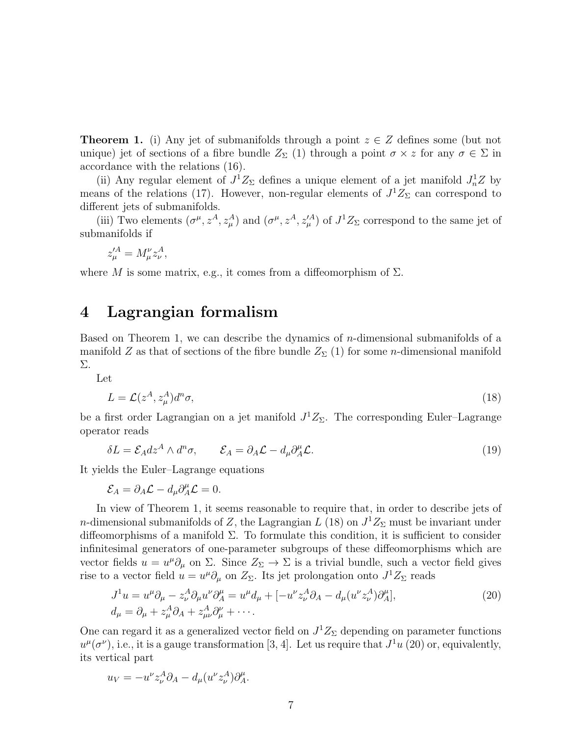**Theorem 1.** (i) Any jet of submanifolds through a point $z \in Z$ defines some (but not unique) jet of sections of a fibre bundle $Z_\Sigma$ (1) through a point $\sigma \times z$ for any $\sigma \in \Sigma$ in accordance with the relations (16).

(ii) Any regular element of $J^1 Z_\Sigma$ defines a unique element of a jet manifold $J^1_n Z$ by means of the relations (17). However, non-regular elements of $J^1 Z_\Sigma$ can correspond to different jets of submanifolds.

(iii) Two elements $(\sigma^\mu, z^A, z^A_\mu)$ and $(\sigma^\mu, z^A, z'^A_\mu)$ of $J^1 Z_\Sigma$ correspond to the same jet of submanifolds if

$$z'^A_\mu = M^\nu_\mu z^A_\nu,$$

where $M$ is some matrix, e.g., it comes from a diffeomorphism of $\Sigma$.

# 4 Lagrangian formalism

Based on Theorem 1, we can describe the dynamics of $n$-dimensional submanifolds of a manifold $Z$ as that of sections of the fibre bundle $Z_\Sigma$ (1) for some $n$-dimensional manifold $\Sigma$.

Let

$$L = \mathcal{L}(z^A, z^A_\mu) d^n\sigma, \tag{18}$$

be a first order Lagrangian on a jet manifold $J^1 Z_\Sigma$. The corresponding Euler–Lagrange operator reads

$$\delta L = \mathcal{E}_A dz^A \wedge d^n\sigma, \qquad \mathcal{E}_A = \partial_A \mathcal{L} - d_\mu \partial^\mu_A \mathcal{L}. \tag{19}$$

It yields the Euler–Lagrange equations

$$\mathcal{E}_A = \partial_A \mathcal{L} - d_\mu \partial^\mu_A \mathcal{L} = 0.$$

In view of Theorem 1, it seems reasonable to require that, in order to describe jets of $n$-dimensional submanifolds of $Z$, the Lagrangian $L$ (18) on $J^1 Z_\Sigma$ must be invariant under diffeomorphisms of a manifold $\Sigma$. To formulate this condition, it is sufficient to consider infinitesimal generators of one-parameter subgroups of these diffeomorphisms which are vector fields $u = u^\mu \partial_\mu$ on $\Sigma$. Since $Z_\Sigma \to \Sigma$ is a trivial bundle, such a vector field gives rise to a vector field $u = u^\mu \partial_\mu$ on $Z_\Sigma$. Its jet prolongation onto $J^1 Z_\Sigma$ reads

$$\begin{aligned} J^1 u &= u^\mu \partial_\mu - z^A_\nu \partial_\mu u^\nu \partial^\mu_A = u^\mu d_\mu + [-u^\nu z^A_\nu \partial_A - d_\mu (u^\nu z^A_\nu) \partial^\mu_A], \\ d_\mu &= \partial_\mu + z^A_\mu \partial_A + z^A_{\mu\nu} \partial^\nu_\mu + \cdots. \end{aligned} \tag{20}$$

One can regard it as a generalized vector field on $J^1 Z_\Sigma$ depending on parameter functions $u^\mu(\sigma^\nu)$, i.e., it is a gauge transformation [3, 4]. Let us require that $J^1 u$ (20) or, equivalently, its vertical part

$$u_V = -u^\nu z^A_\nu \partial_A - d_\mu (u^\nu z^A_\nu) \partial^\mu_A.$$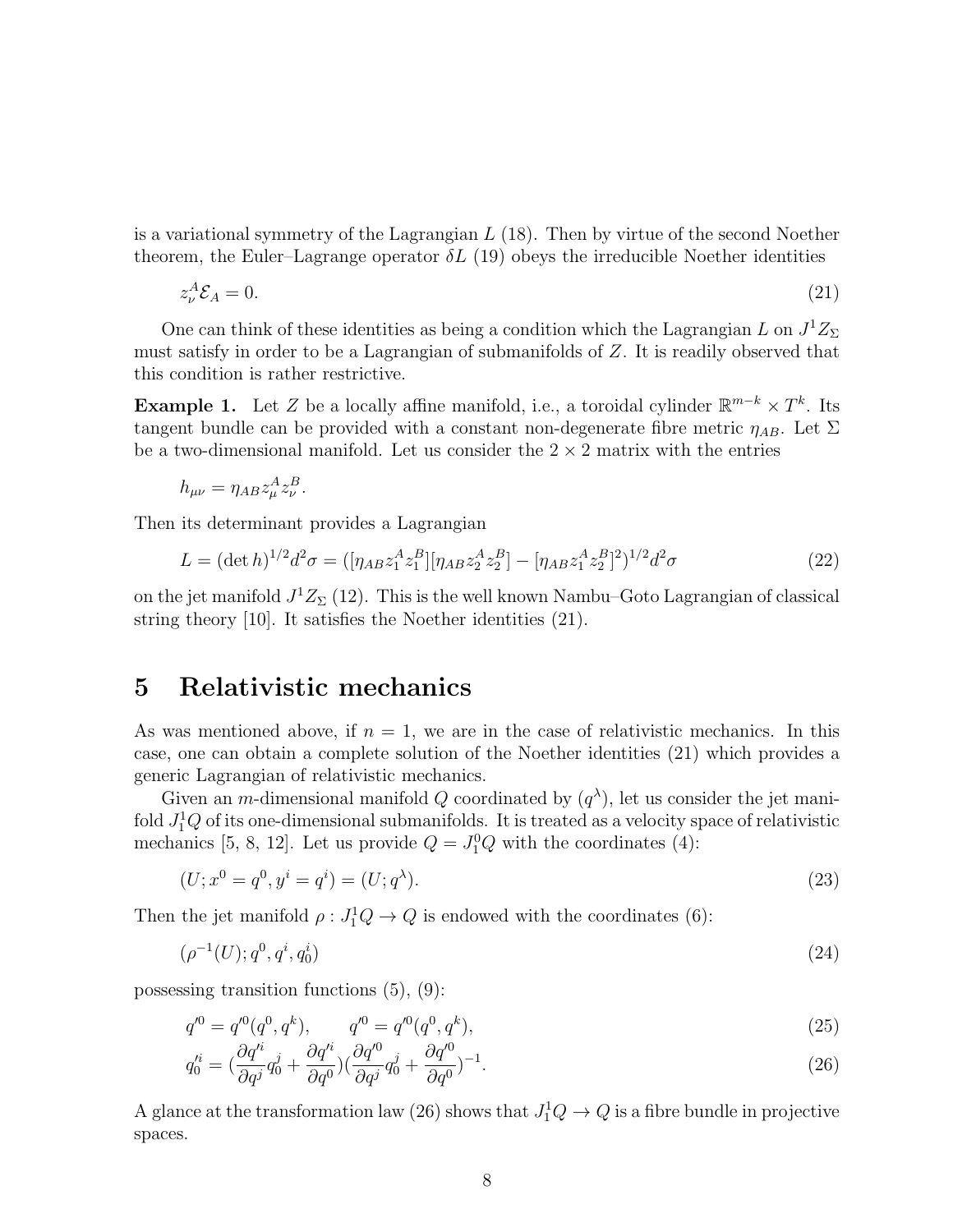is a variational symmetry of the Lagrangian $L$ (18). Then by virtue of the second Noether theorem, the Euler–Lagrange operator $\delta L$ (19) obeys the irreducible Noether identities

$$z^A_\nu \mathcal{E}_A = 0. \tag{21}$$

One can think of these identities as being a condition which the Lagrangian $L$ on $J^1 Z_\Sigma$ must satisfy in order to be a Lagrangian of submanifolds of $Z$. It is readily observed that this condition is rather restrictive.

**Example 1.** Let $Z$ be a locally affine manifold, i.e., a toroidal cylinder $\mathbb{R}^{m-k} \times T^k$. Its tangent bundle can be provided with a constant non-degenerate fibre metric $\eta_{AB}$. Let $\Sigma$ be a two-dimensional manifold. Let us consider the $2 \times 2$ matrix with the entries

$$h_{\mu\nu} = \eta_{AB} z^A_\mu z^B_\nu.$$

Then its determinant provides a Lagrangian

$$L = (\det h)^{1/2} d^2\sigma = ([\eta_{AB} z^A_1 z^B_1][\eta_{AB} z^A_2 z^B_2] - [\eta_{AB} z^A_1 z^B_2]^2)^{1/2} d^2\sigma \tag{22}$$

on the jet manifold $J^1 Z_\Sigma$ (12). This is the well known Nambu–Goto Lagrangian of classical string theory [10]. It satisfies the Noether identities (21).

# 5 Relativistic mechanics

As was mentioned above, if $n = 1$, we are in the case of relativistic mechanics. In this case, one can obtain a complete solution of the Noether identities (21) which provides a generic Lagrangian of relativistic mechanics.

Given an $m$-dimensional manifold $Q$ coordinated by $(q^\lambda)$, let us consider the jet manifold $J^1_1 Q$ of its one-dimensional submanifolds. It is treated as a velocity space of relativistic mechanics [5, 8, 12]. Let us provide $Q = J^0_1 Q$ with the coordinates (4):

$$(U; x^0 = q^0, y^i = q^i) = (U; q^\lambda). \tag{23}$$

Then the jet manifold $\rho : J^1_1 Q \to Q$ is endowed with the coordinates (6):

$$(\rho^{-1}(U); q^0, q^i, q^i_0) \tag{24}$$

possessing transition functions (5), (9):

$$q'^0 = q'^0(q^0, q^k), \qquad q'^0 = q'^0(q^0, q^k), \tag{25}$$

$$q'^i_0 = (\frac{\partial q'^i}{\partial q^j} q^j_0 + \frac{\partial q'^i}{\partial q^0})(\frac{\partial q'^0}{\partial q^j} q^j_0 + \frac{\partial q'^0}{\partial q^0})^{-1}. \tag{26}$$

A glance at the transformation law (26) shows that $J^1_1 Q \to Q$ is a fibre bundle in projective spaces.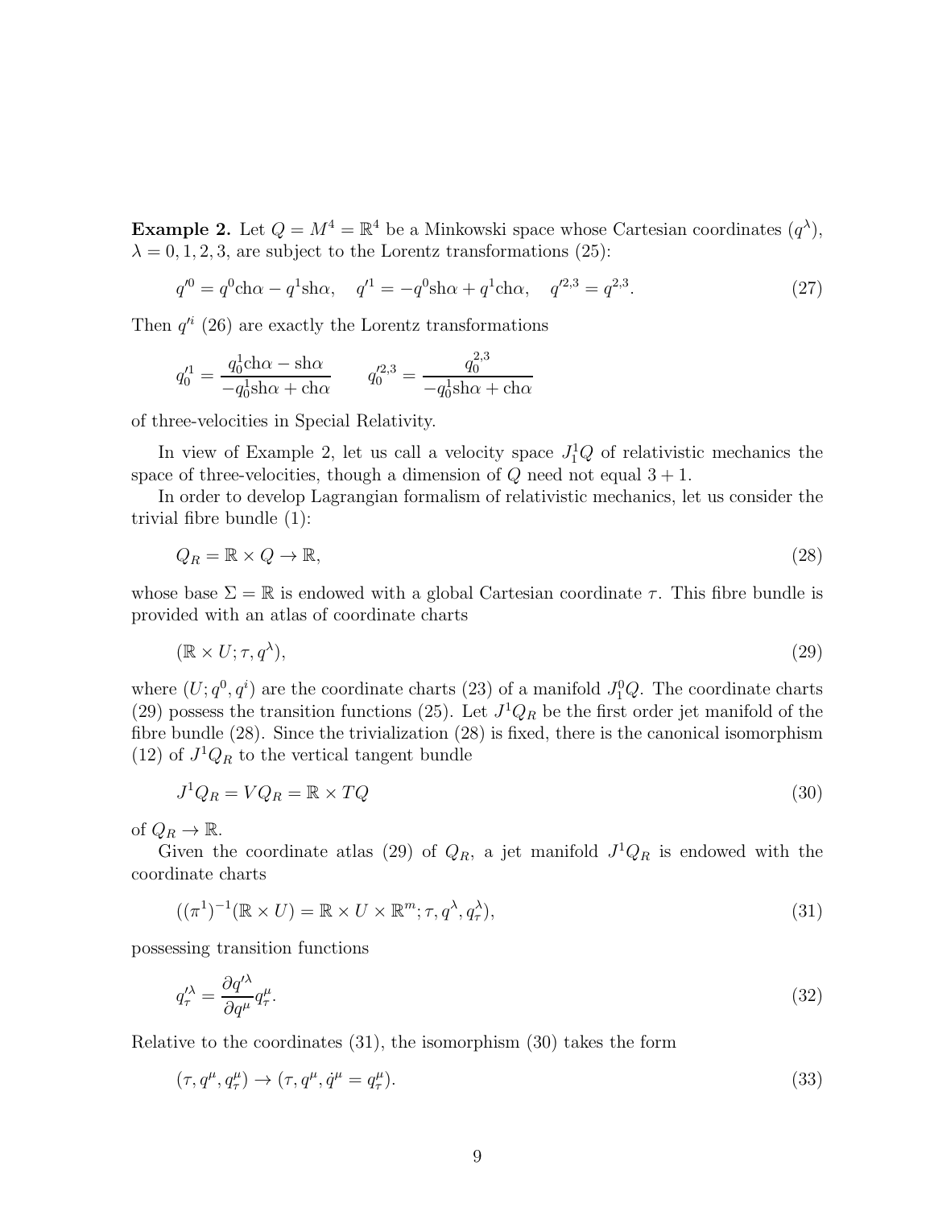**Example 2.** Let $Q = M^4 = \mathbb{R}^4$ be a Minkowski space whose Cartesian coordinates $(q^\lambda)$, $\lambda = 0, 1, 2, 3$, are subject to the Lorentz transformations (25):

$$q'^0 = q^0 \mathrm{ch}\alpha - q^1 \mathrm{sh}\alpha, \quad q'^1 = -q^0 \mathrm{sh}\alpha + q^1 \mathrm{ch}\alpha, \quad q'^{2,3} = q^{2,3}. \tag{27}$$

Then $q'^i$ (26) are exactly the Lorentz transformations

$$q'^1_0 = \frac{q^1_0 \mathrm{ch}\alpha - \mathrm{sh}\alpha}{-q^1_0 \mathrm{sh}\alpha + \mathrm{ch}\alpha} \qquad q'^{2,3}_0 = \frac{q^{2,3}_0}{-q^1_0 \mathrm{sh}\alpha + \mathrm{ch}\alpha}$$

of three-velocities in Special Relativity.

In view of Example 2, let us call a velocity space $J^1_1 Q$ of relativistic mechanics the space of three-velocities, though a dimension of $Q$ need not equal $3 + 1$.

In order to develop Lagrangian formalism of relativistic mechanics, let us consider the trivial fibre bundle (1):

$$Q_R = \mathbb{R} \times Q \to \mathbb{R}, \tag{28}$$

whose base $\Sigma = \mathbb{R}$ is endowed with a global Cartesian coordinate $\tau$. This fibre bundle is provided with an atlas of coordinate charts

$$(\mathbb{R} \times U; \tau, q^\lambda), \tag{29}$$

where $(U; q^0, q^i)$ are the coordinate charts (23) of a manifold $J^0_1 Q$. The coordinate charts (29) possess the transition functions (25). Let $J^1 Q_R$ be the first order jet manifold of the fibre bundle (28). Since the trivialization (28) is fixed, there is the canonical isomorphism (12) of $J^1 Q_R$ to the vertical tangent bundle

$$J^1 Q_R = V Q_R = \mathbb{R} \times TQ \tag{30}$$

of $Q_R \to \mathbb{R}$.

Given the coordinate atlas (29) of $Q_R$, a jet manifold $J^1 Q_R$ is endowed with the coordinate charts

$$((\pi^1)^{-1}(\mathbb{R} \times U) = \mathbb{R} \times U \times \mathbb{R}^m; \tau, q^\lambda, q^\lambda_\tau), \tag{31}$$

possessing transition functions

$$q'^\lambda_\tau = \frac{\partial q'^\lambda}{\partial q^\mu} q^\mu_\tau. \tag{32}$$

Relative to the coordinates (31), the isomorphism (30) takes the form

$$(\tau, q^\mu, q^\mu_\tau) \to (\tau, q^\mu, \dot{q}^\mu = q^\mu_\tau). \tag{33}$$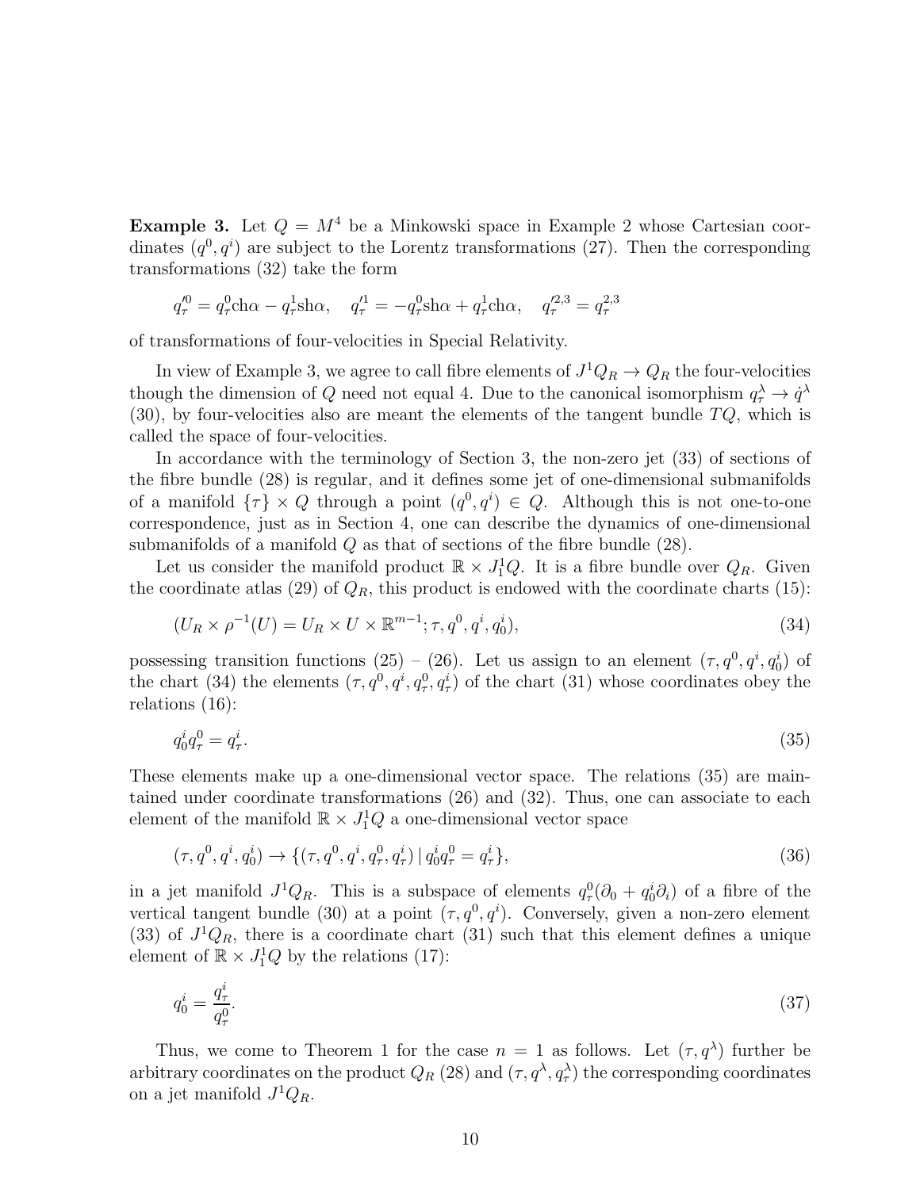**Example 3.** Let $Q = M^4$ be a Minkowski space in Example 2 whose Cartesian coordinates $(q^0, q^i)$ are subject to the Lorentz transformations (27). Then the corresponding transformations (32) take the form

$$q'^0_\tau = q^0_\tau \text{ch}\alpha - q^1_\tau \text{sh}\alpha, \quad q'^1_\tau = -q^0_\tau \text{sh}\alpha + q^1_\tau \text{ch}\alpha, \quad q'^{2,3}_\tau = q^{2,3}_\tau$$

of transformations of four-velocities in Special Relativity.

In view of Example 3, we agree to call fibre elements of $J^1Q_R \to Q_R$ the four-velocities though the dimension of $Q$ need not equal 4. Due to the canonical isomorphism $q^\lambda_\tau \to \dot{q}^\lambda$ (30), by four-velocities also are meant the elements of the tangent bundle $TQ$, which is called the space of four-velocities.

In accordance with the terminology of Section 3, the non-zero jet (33) of sections of the fibre bundle (28) is regular, and it defines some jet of one-dimensional submanifolds of a manifold $\{\tau\} \times Q$ through a point $(q^0, q^i) \in Q$. Although this is not one-to-one correspondence, just as in Section 4, one can describe the dynamics of one-dimensional submanifolds of a manifold $Q$ as that of sections of the fibre bundle (28).

Let us consider the manifold product $\mathbb{R} \times J^1_1 Q$. It is a fibre bundle over $Q_R$. Given the coordinate atlas (29) of $Q_R$, this product is endowed with the coordinate charts (15):

$$(U_R \times \rho^{-1}(U) = U_R \times U \times \mathbb{R}^{m-1}; \tau, q^0, q^i, q^i_0), \tag{34}$$

possessing transition functions (25) – (26). Let us assign to an element $(\tau, q^0, q^i, q^i_0)$ of the chart (34) the elements $(\tau, q^0, q^i, q^0_\tau, q^i_\tau)$ of the chart (31) whose coordinates obey the relations (16):

$$q^i_0 q^0_\tau = q^i_\tau. \tag{35}$$

These elements make up a one-dimensional vector space. The relations (35) are maintained under coordinate transformations (26) and (32). Thus, one can associate to each element of the manifold $\mathbb{R} \times J^1_1 Q$ a one-dimensional vector space

$$(\tau, q^0, q^i, q^i_0) \to \{(\tau, q^0, q^i, q^0_\tau, q^i_\tau) \,|\, q^i_0 q^0_\tau = q^i_\tau\}, \tag{36}$$

in a jet manifold $J^1Q_R$. This is a subspace of elements $q^0_\tau(\partial_0 + q^i_0 \partial_i)$ of a fibre of the vertical tangent bundle (30) at a point $(\tau, q^0, q^i)$. Conversely, given a non-zero element (33) of $J^1Q_R$, there is a coordinate chart (31) such that this element defines a unique element of $\mathbb{R} \times J^1_1 Q$ by the relations (17):

$$q^i_0 = \frac{q^i_\tau}{q^0_\tau}. \tag{37}$$

Thus, we come to Theorem 1 for the case $n = 1$ as follows. Let $(\tau, q^\lambda)$ further be arbitrary coordinates on the product $Q_R$ (28) and $(\tau, q^\lambda, q^\lambda_\tau)$ the corresponding coordinates on a jet manifold $J^1Q_R$.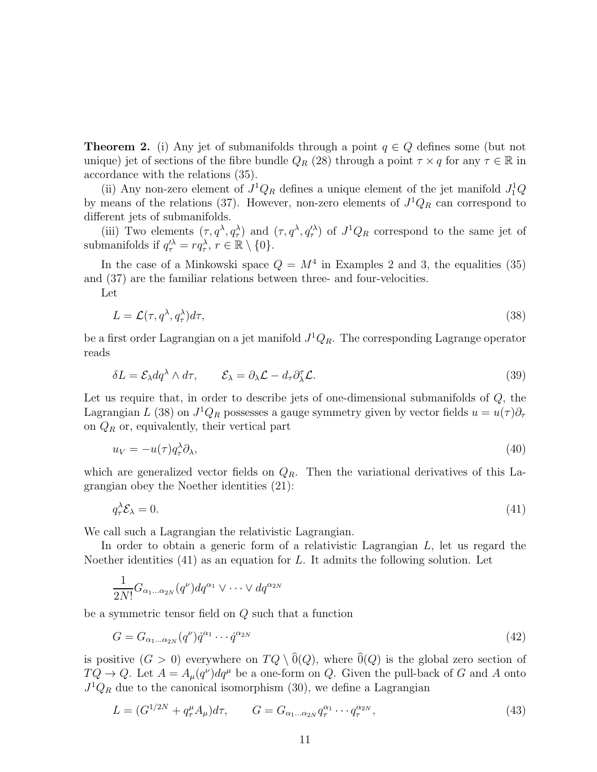**Theorem 2.** (i) Any jet of submanifolds through a point $q \in Q$ defines some (but not unique) jet of sections of the fibre bundle $Q_R$ (28) through a point $\tau \times q$ for any $\tau \in \mathbb{R}$ in accordance with the relations (35).

(ii) Any non-zero element of $J^1 Q_R$ defines a unique element of the jet manifold $J^1_1 Q$ by means of the relations (37). However, non-zero elements of $J^1 Q_R$ can correspond to different jets of submanifolds.

(iii) Two elements $(\tau, q^\lambda, q^\lambda_\tau)$ and $(\tau, q^\lambda, q'^\lambda_\tau)$ of $J^1 Q_R$ correspond to the same jet of submanifolds if $q'^\lambda_\tau = r q^\lambda_\tau$, $r \in \mathbb{R} \setminus \{0\}$.

In the case of a Minkowski space $Q = M^4$ in Examples 2 and 3, the equalities (35) and (37) are the familiar relations between three- and four-velocities.

Let

$$L = \mathcal{L}(\tau, q^\lambda, q^\lambda_\tau) d\tau, \tag{38}$$

be a first order Lagrangian on a jet manifold $J^1 Q_R$. The corresponding Lagrange operator reads

$$\delta L = \mathcal{E}_\lambda dq^\lambda \wedge d\tau, \qquad \mathcal{E}_\lambda = \partial_\lambda \mathcal{L} - d_\tau \partial^\tau_\lambda \mathcal{L}. \tag{39}$$

Let us require that, in order to describe jets of one-dimensional submanifolds of $Q$, the Lagrangian $L$ (38) on $J^1 Q_R$ possesses a gauge symmetry given by vector fields $u = u(\tau)\partial_\tau$ on $Q_R$ or, equivalently, their vertical part

$$u_V = -u(\tau) q^\lambda_\tau \partial_\lambda, \tag{40}$$

which are generalized vector fields on $Q_R$. Then the variational derivatives of this Lagrangian obey the Noether identities (21):

$$q^\lambda_\tau \mathcal{E}_\lambda = 0. \tag{41}$$

We call such a Lagrangian the relativistic Lagrangian.

In order to obtain a generic form of a relativistic Lagrangian $L$, let us regard the Noether identities (41) as an equation for $L$. It admits the following solution. Let

$$\frac{1}{2N!} G_{\alpha_1 \ldots \alpha_{2N}}(q^\nu) dq^{\alpha_1} \vee \cdots \vee dq^{\alpha_{2N}}$$

be a symmetric tensor field on $Q$ such that a function

$$G = G_{\alpha_1 \ldots \alpha_{2N}}(q^\nu) \dot{q}^{\alpha_1} \cdots \dot{q}^{\alpha_{2N}} \tag{42}$$

is positive ($G > 0$) everywhere on $TQ \setminus \widehat{0}(Q)$, where $\widehat{0}(Q)$ is the global zero section of $TQ \to Q$. Let $A = A_\mu(q^\nu) dq^\mu$ be a one-form on $Q$. Given the pull-back of $G$ and $A$ onto $J^1 Q_R$ due to the canonical isomorphism (30), we define a Lagrangian

$$L = (G^{1/2N} + q^\mu_\tau A_\mu) d\tau, \qquad G = G_{\alpha_1 \ldots \alpha_{2N}} q^{\alpha_1}_\tau \cdots q^{\alpha_{2N}}_\tau, \tag{43}$$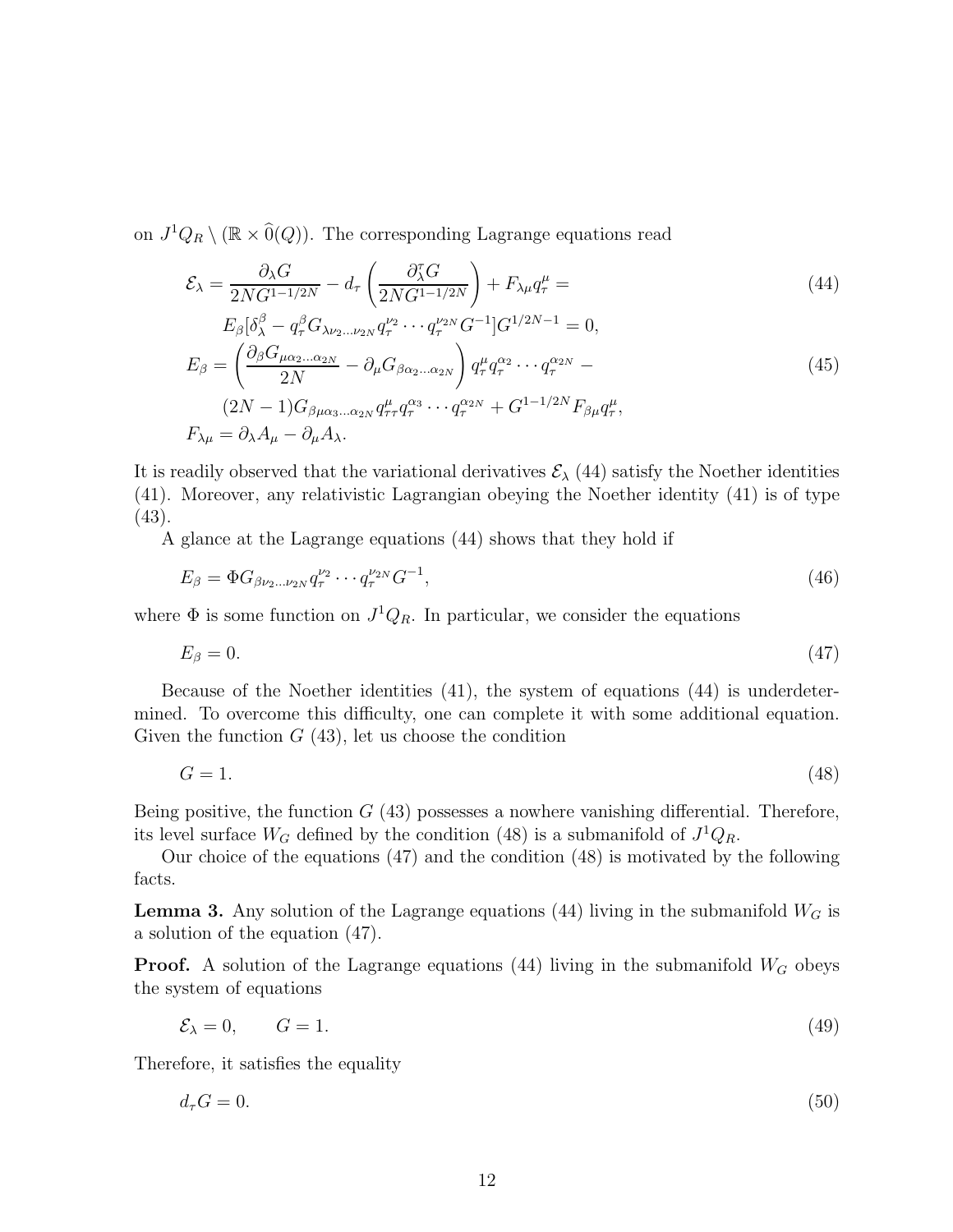on $J^1Q_R \setminus (\mathbb{R} \times \widehat{0}(Q))$. The corresponding Lagrange equations read

$$
\begin{aligned}
\mathcal{E}_\lambda = {} & \frac{\partial_\lambda G}{2NG^{1-1/2N}} - d_\tau \left( \frac{\partial^\tau_\lambda G}{2NG^{1-1/2N}} \right) + F_{\lambda\mu} q^\mu_\tau = \\
& E_\beta [\delta^\beta_\lambda - q^\beta_\tau G_{\lambda\nu_2 \ldots \nu_{2N}} q^{\nu_2}_\tau \cdots q^{\nu_{2N}}_\tau G^{-1}] G^{1/2N-1} = 0,
\end{aligned}
\tag{44}
$$

$$
\begin{aligned}
E_\beta = {} & \left( \frac{\partial_\beta G_{\mu\alpha_2 \ldots \alpha_{2N}}}{2N} - \partial_\mu G_{\beta\alpha_2 \ldots \alpha_{2N}} \right) q^\mu_\tau q^{\alpha_2}_\tau \cdots q^{\alpha_{2N}}_\tau - \\
& (2N-1) G_{\beta\mu\alpha_3 \ldots \alpha_{2N}} q^\mu_{\tau\tau} q^{\alpha_3}_\tau \cdots q^{\alpha_{2N}}_\tau + G^{1-1/2N} F_{\beta\mu} q^\mu_\tau,
\end{aligned}
\tag{45}
$$

$$
F_{\lambda\mu} = \partial_\lambda A_\mu - \partial_\mu A_\lambda.
$$

It is readily observed that the variational derivatives $\mathcal{E}_\lambda$ (44) satisfy the Noether identities (41). Moreover, any relativistic Lagrangian obeying the Noether identity (41) is of type (43).

A glance at the Lagrange equations (44) shows that they hold if

$$
E_\beta = \Phi G_{\beta\nu_2 \ldots \nu_{2N}} q^{\nu_2}_\tau \cdots q^{\nu_{2N}}_\tau G^{-1}, \tag{46}
$$

where $\Phi$ is some function on $J^1Q_R$. In particular, we consider the equations

$$
E_\beta = 0. \tag{47}
$$

Because of the Noether identities (41), the system of equations (44) is underdetermined. To overcome this difficulty, one can complete it with some additional equation. Given the function $G$ (43), let us choose the condition

$$
G = 1. \tag{48}
$$

Being positive, the function $G$ (43) possesses a nowhere vanishing differential. Therefore, its level surface $W_G$ defined by the condition (48) is a submanifold of $J^1Q_R$.

Our choice of the equations (47) and the condition (48) is motivated by the following facts.

**Lemma 3.** Any solution of the Lagrange equations (44) living in the submanifold $W_G$ is a solution of the equation (47).

**Proof.** A solution of the Lagrange equations (44) living in the submanifold $W_G$ obeys the system of equations

$$
\mathcal{E}_\lambda = 0, \qquad G = 1. \tag{49}
$$

Therefore, it satisfies the equality

$$
d_\tau G = 0. \tag{50}
$$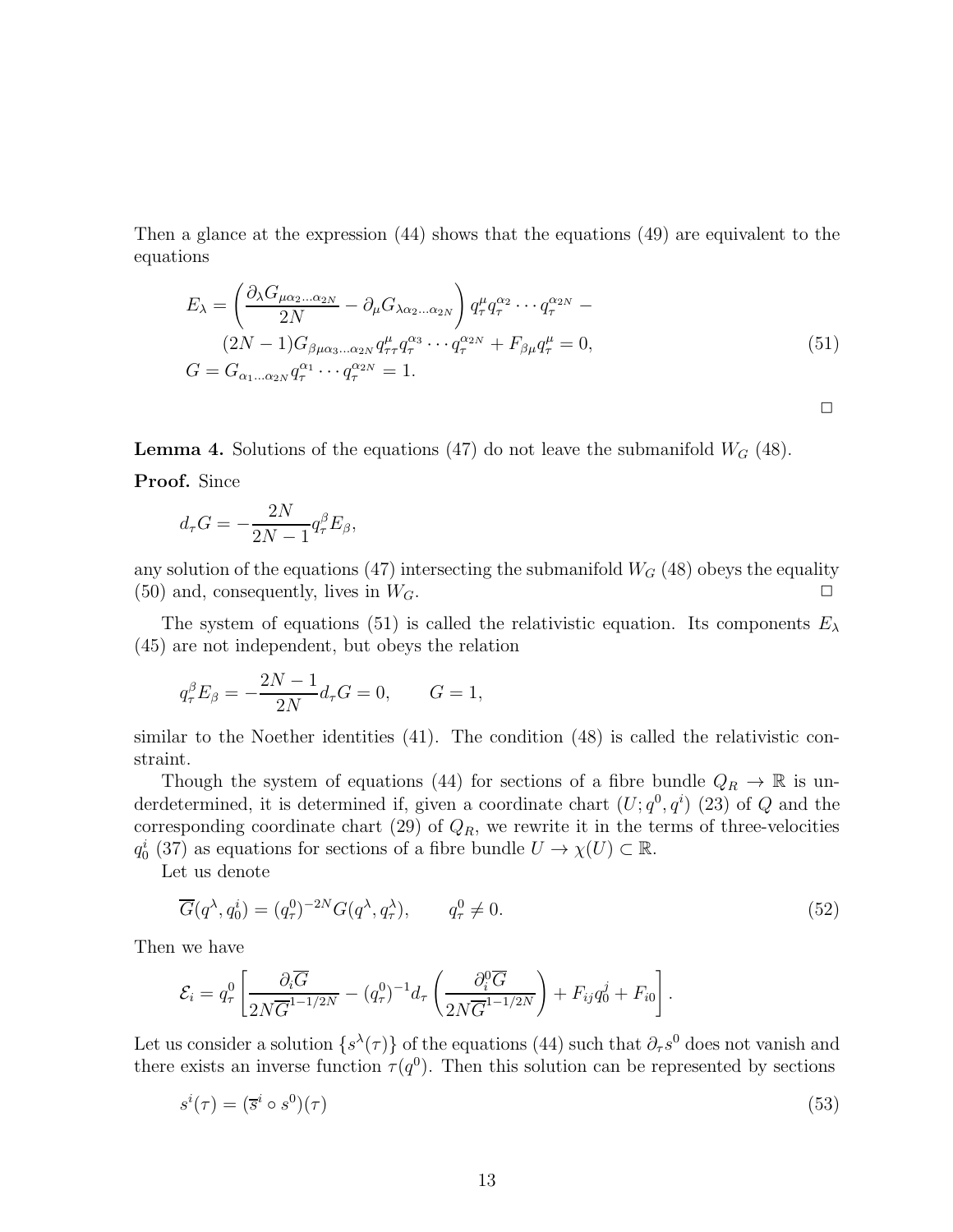Then a glance at the expression (44) shows that the equations (49) are equivalent to the equations

$$
\begin{aligned}
E_\lambda = & \left(\frac{\partial_\lambda G_{\mu\alpha_2\ldots\alpha_{2N}}}{2N} - \partial_\mu G_{\lambda\alpha_2\ldots\alpha_{2N}}\right) q^\mu_\tau q^{\alpha_2}_\tau \cdots q^{\alpha_{2N}}_\tau - \\
& (2N-1) G_{\beta\mu\alpha_3\ldots\alpha_{2N}} q^\mu_{\tau\tau} q^{\alpha_3}_\tau \cdots q^{\alpha_{2N}}_\tau + F_{\beta\mu} q^\mu_\tau = 0, \\
G = & G_{\alpha_1\ldots\alpha_{2N}} q^{\alpha_1}_\tau \cdots q^{\alpha_{2N}}_\tau = 1.
\end{aligned} \tag{51}
$$

□

**Lemma 4.** Solutions of the equations (47) do not leave the submanifold $W_G$ (48).

**Proof.** Since

$$
d_\tau G = -\frac{2N}{2N-1} q^\beta_\tau E_\beta,
$$

any solution of the equations (47) intersecting the submanifold $W_G$ (48) obeys the equality (50) and, consequently, lives in $W_G$. □

The system of equations (51) is called the relativistic equation. Its components $E_\lambda$ (45) are not independent, but obeys the relation

$$
q^\beta_\tau E_\beta = -\frac{2N-1}{2N} d_\tau G = 0, \qquad G = 1,
$$

similar to the Noether identities (41). The condition (48) is called the relativistic constraint.

Though the system of equations (44) for sections of a fibre bundle $Q_R \to \mathbb{R}$ is underdetermined, it is determined if, given a coordinate chart $(U; q^0, q^i)$ (23) of $Q$ and the corresponding coordinate chart (29) of $Q_R$, we rewrite it in the terms of three-velocities $q^i_0$ (37) as equations for sections of a fibre bundle $U \to \chi(U) \subset \mathbb{R}$.

Let us denote

$$
\overline{G}(q^\lambda, q^i_0) = (q^0_\tau)^{-2N} G(q^\lambda, q^\lambda_\tau), \qquad q^0_\tau \neq 0. \tag{52}
$$

Then we have

$$
\mathcal{E}_i = q^0_\tau \left[\frac{\partial_i \overline{G}}{2N\overline{G}^{1-1/2N}} - (q^0_\tau)^{-1} d_\tau \left(\frac{\partial^0_i \overline{G}}{2N\overline{G}^{1-1/2N}}\right) + F_{ij} q^j_0 + F_{i0}\right].
$$

Let us consider a solution $\{s^\lambda(\tau)\}$ of the equations (44) such that $\partial_\tau s^0$ does not vanish and there exists an inverse function $\tau(q^0)$. Then this solution can be represented by sections

$$
s^i(\tau) = (\overline{s}^i \circ s^0)(\tau) \tag{53}
$$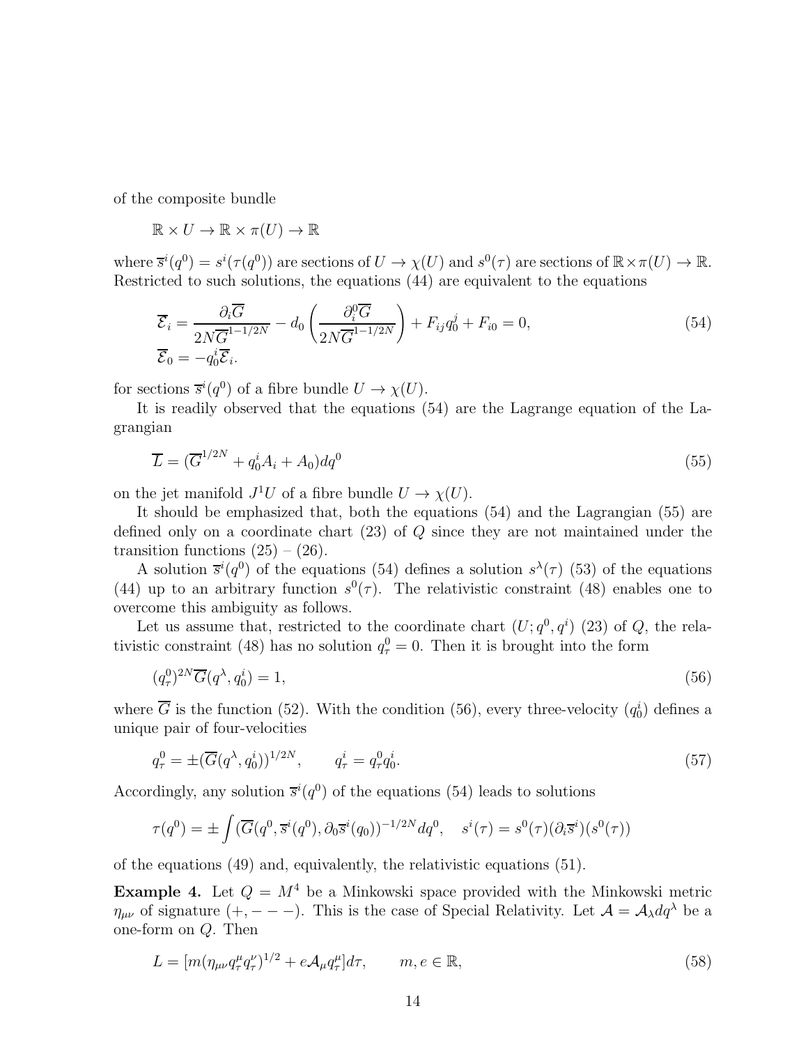of the composite bundle

$$\mathbb{R} \times U \to \mathbb{R} \times \pi(U) \to \mathbb{R}$$

where $\overline{s}^i(q^0) = s^i(\tau(q^0))$ are sections of $U \to \chi(U)$ and $s^0(\tau)$ are sections of $\mathbb{R}\times\pi(U) \to \mathbb{R}$. Restricted to such solutions, the equations (44) are equivalent to the equations

$$\overline{\mathcal{E}}_i = \frac{\partial_i \overline{G}}{2N\overline{G}^{1-1/2N}} - d_0\left(\frac{\partial_i^0 \overline{G}}{2N\overline{G}^{1-1/2N}}\right) + F_{ij}q_0^j + F_{i0} = 0, \tag{54}$$
$$\overline{\mathcal{E}}_0 = -q_0^i \overline{\mathcal{E}}_i.$$

for sections $\overline{s}^i(q^0)$ of a fibre bundle $U \to \chi(U)$.

It is readily observed that the equations (54) are the Lagrange equation of the Lagrangian

$$\overline{L} = (\overline{G}^{1/2N} + q_0^i A_i + A_0)dq^0 \tag{55}$$

on the jet manifold $J^1U$ of a fibre bundle $U \to \chi(U)$.

It should be emphasized that, both the equations (54) and the Lagrangian (55) are defined only on a coordinate chart (23) of $Q$ since they are not maintained under the transition functions (25) – (26).

A solution $\overline{s}^i(q^0)$ of the equations (54) defines a solution $s^\lambda(\tau)$ (53) of the equations (44) up to an arbitrary function $s^0(\tau)$. The relativistic constraint (48) enables one to overcome this ambiguity as follows.

Let us assume that, restricted to the coordinate chart $(U; q^0, q^i)$ (23) of $Q$, the relativistic constraint (48) has no solution $q_\tau^0 = 0$. Then it is brought into the form

$$(q_\tau^0)^{2N}\overline{G}(q^\lambda, q_0^i) = 1, \tag{56}$$

where $\overline{G}$ is the function (52). With the condition (56), every three-velocity $(q_0^i)$ defines a unique pair of four-velocities

$$q_\tau^0 = \pm(\overline{G}(q^\lambda, q_0^i))^{1/2N}, \qquad q_\tau^i = q_\tau^0 q_0^i. \tag{57}$$

Accordingly, any solution $\overline{s}^i(q^0)$ of the equations (54) leads to solutions

$$\tau(q^0) = \pm \int (\overline{G}(q^0, \overline{s}^i(q^0), \partial_0 \overline{s}^i(q_0))^{-1/2N} dq^0, \quad s^i(\tau) = s^0(\tau)(\partial_i \overline{s}^i)(s^0(\tau))$$

of the equations (49) and, equivalently, the relativistic equations (51).

**Example 4.** Let $Q = M^4$ be a Minkowski space provided with the Minkowski metric $\eta_{\mu\nu}$ of signature $(+,---)$. This is the case of Special Relativity. Let $\mathcal{A} = \mathcal{A}_\lambda dq^\lambda$ be a one-form on $Q$. Then

$$L = [m(\eta_{\mu\nu}q_\tau^\mu q_\tau^\nu)^{1/2} + e\mathcal{A}_\mu q_\tau^\mu]d\tau, \qquad m, e \in \mathbb{R}, \tag{58}$$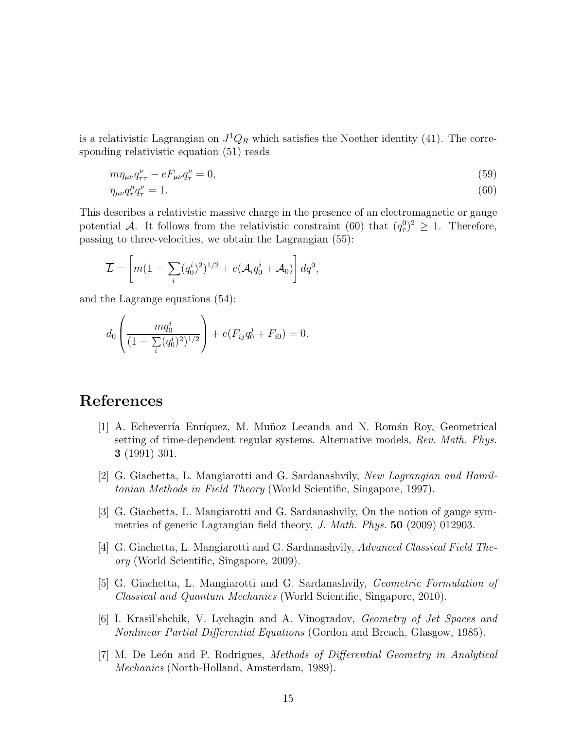is a relativistic Lagrangian on $J^1Q_R$ which satisfies the Noether identity (41). The corresponding relativistic equation (51) reads

$$m\eta_{\mu\nu}q^\nu_{\tau\tau} - eF_{\mu\nu}q^\nu_\tau = 0, \tag{59}$$

$$\eta_{\mu\nu}q^\mu_\tau q^\nu_\tau = 1. \tag{60}$$

This describes a relativistic massive charge in the presence of an electromagnetic or gauge potential $\mathcal{A}$. It follows from the relativistic constraint (60) that $(q^0_\tau)^2 \geq 1$. Therefore, passing to three-velocities, we obtain the Lagrangian (55):

$$\overline{L} = \left[ m(1 - \sum_i (q^i_0)^2)^{1/2} + e(\mathcal{A}_i q^i_0 + \mathcal{A}_0) \right] dq^0,$$

and the Lagrange equations (54):

$$d_0 \left( \frac{m q^i_0}{(1 - \sum_i (q^i_0)^2)^{1/2}} \right) + e(F_{ij}q^j_0 + F_{i0}) = 0.$$

# References

[1] A. Echeverría Enríquez, M. Muñoz Lecanda and N. Román Roy, Geometrical setting of time-dependent regular systems. Alternative models, *Rev. Math. Phys.* **3** (1991) 301.

[2] G. Giachetta, L. Mangiarotti and G. Sardanashvily, *New Lagrangian and Hamiltonian Methods in Field Theory* (World Scientific, Singapore, 1997).

[3] G. Giachetta, L. Mangiarotti and G. Sardanashvily, On the notion of gauge symmetries of generic Lagrangian field theory, *J. Math. Phys.* **50** (2009) 012903.

[4] G. Giachetta, L. Mangiarotti and G. Sardanashvily, *Advanced Classical Field Theory* (World Scientific, Singapore, 2009).

[5] G. Giachetta, L. Mangiarotti and G. Sardanashvily, *Geometric Formulation of Classical and Quantum Mechanics* (World Scientific, Singapore, 2010).

[6] I. Krasil'shchik, V. Lychagin and A. Vinogradov, *Geometry of Jet Spaces and Nonlinear Partial Differential Equations* (Gordon and Breach, Glasgow, 1985).

[7] M. De León and P. Rodrigues, *Methods of Differential Geometry in Analytical Mechanics* (North-Holland, Amsterdam, 1989).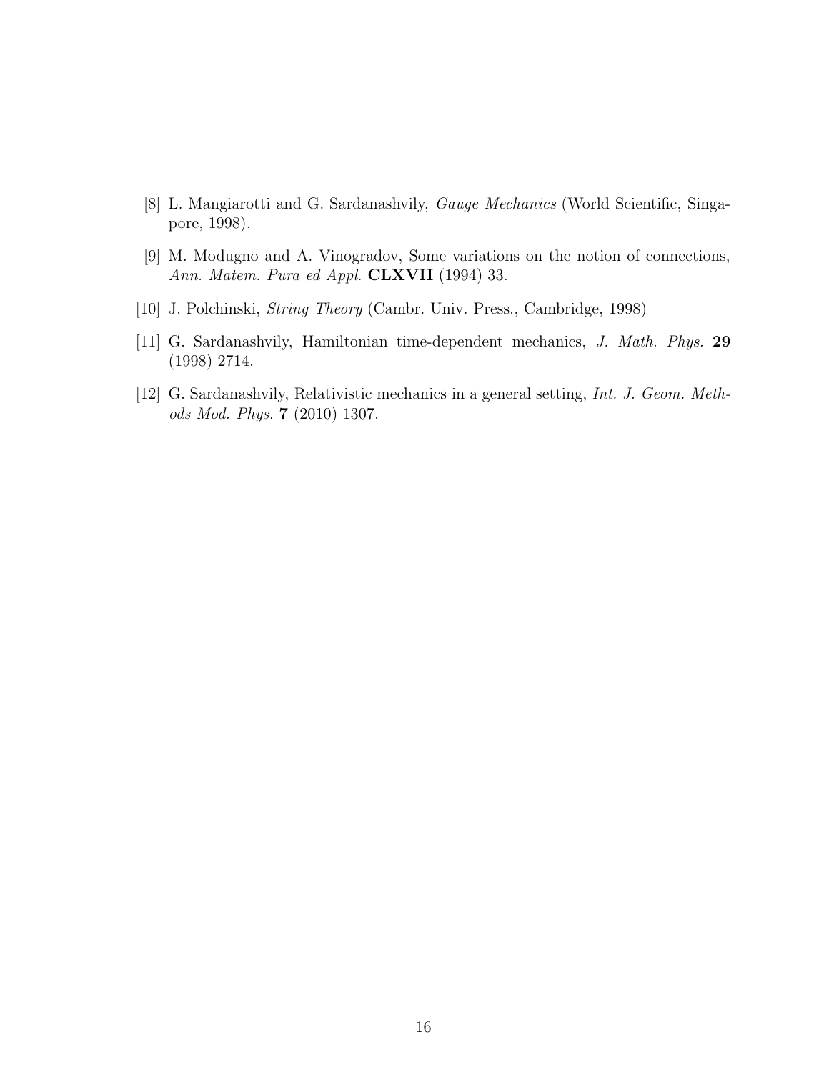[8] L. Mangiarotti and G. Sardanashvily, *Gauge Mechanics* (World Scientific, Singapore, 1998).

[9] M. Modugno and A. Vinogradov, Some variations on the notion of connections, *Ann. Matem. Pura ed Appl.* **CLXVII** (1994) 33.

[10] J. Polchinski, *String Theory* (Cambr. Univ. Press., Cambridge, 1998)

[11] G. Sardanashvily, Hamiltonian time-dependent mechanics, *J. Math. Phys.* **29** (1998) 2714.

[12] G. Sardanashvily, Relativistic mechanics in a general setting, *Int. J. Geom. Methods Mod. Phys.* **7** (2010) 1307.